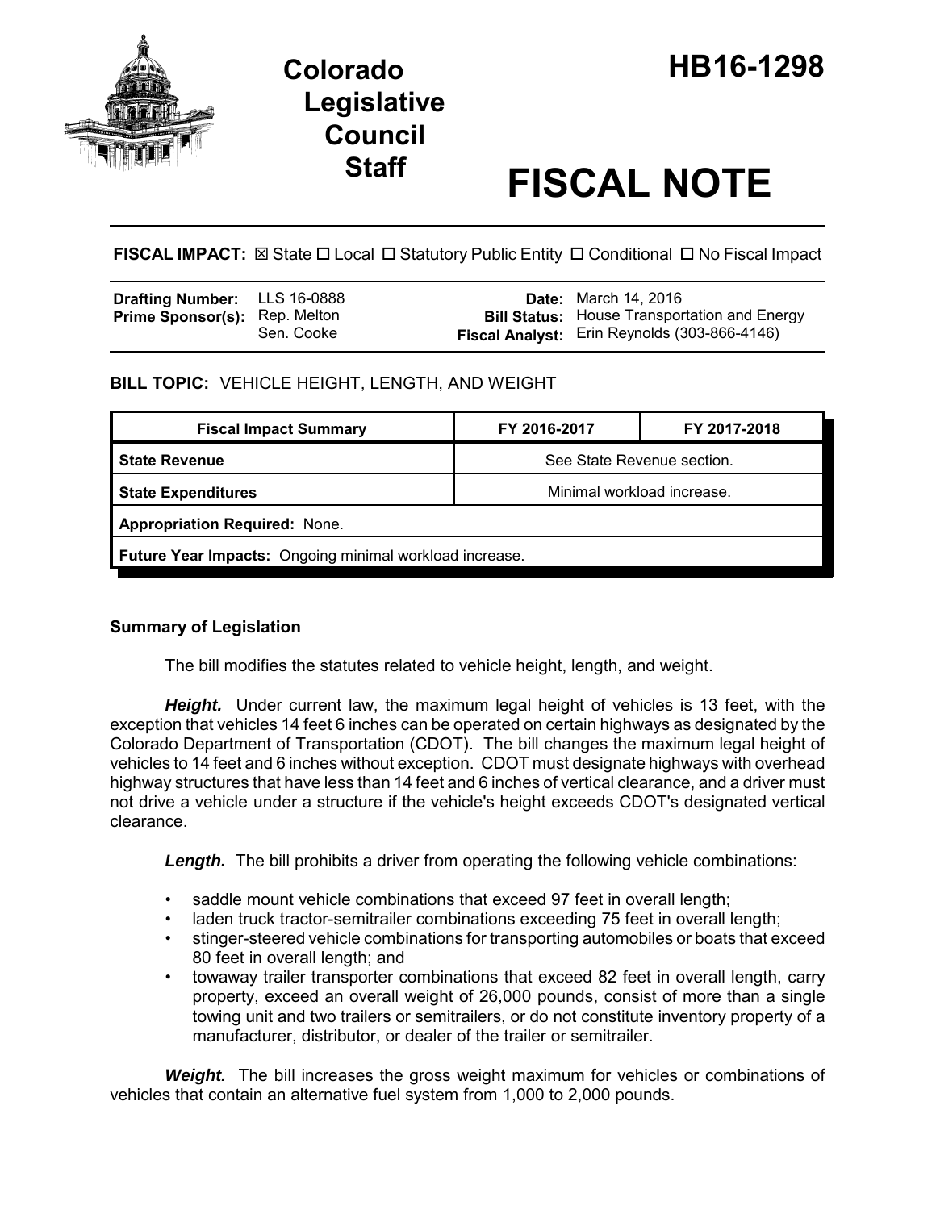# Colorado Legislative Council Staff

# HB16-1298

# FISCAL NOTE

**FISCAL IMPACT:** ☒ State ☐ Local ☐ Statutory Public Entity ☐ Conditional ☐ No Fiscal Impact

| | | | |
|---|---|---|---|
| **Drafting Number:** | LLS 16-0888 | **Date:** | March 14, 2016 |
| **Prime Sponsor(s):** | Rep. Melton<br>Sen. Cooke | **Bill Status:** | House Transportation and Energy |
| | | **Fiscal Analyst:** | Erin Reynolds (303-866-4146) |

**BILL TOPIC:** VEHICLE HEIGHT, LENGTH, AND WEIGHT

| Fiscal Impact Summary | FY 2016-2017 | FY 2017-2018 |
|---|---|---|
| **State Revenue** | See State Revenue section. | |
| **State Expenditures** | Minimal workload increase. | |
| **Appropriation Required:** None. | | |
| **Future Year Impacts:** Ongoing minimal workload increase. | | |

### Summary of Legislation

The bill modifies the statutes related to vehicle height, length, and weight.

***Height.*** Under current law, the maximum legal height of vehicles is 13 feet, with the exception that vehicles 14 feet 6 inches can be operated on certain highways as designated by the Colorado Department of Transportation (CDOT). The bill changes the maximum legal height of vehicles to 14 feet and 6 inches without exception. CDOT must designate highways with overhead highway structures that have less than 14 feet and 6 inches of vertical clearance, and a driver must not drive a vehicle under a structure if the vehicle's height exceeds CDOT's designated vertical clearance.

***Length.*** The bill prohibits a driver from operating the following vehicle combinations:

- saddle mount vehicle combinations that exceed 97 feet in overall length;
- laden truck tractor-semitrailer combinations exceeding 75 feet in overall length;
- stinger-steered vehicle combinations for transporting automobiles or boats that exceed 80 feet in overall length; and
- towaway trailer transporter combinations that exceed 82 feet in overall length, carry property, exceed an overall weight of 26,000 pounds, consist of more than a single towing unit and two trailers or semitrailers, or do not constitute inventory property of a manufacturer, distributor, or dealer of the trailer or semitrailer.

***Weight.*** The bill increases the gross weight maximum for vehicles or combinations of vehicles that contain an alternative fuel system from 1,000 to 2,000 pounds.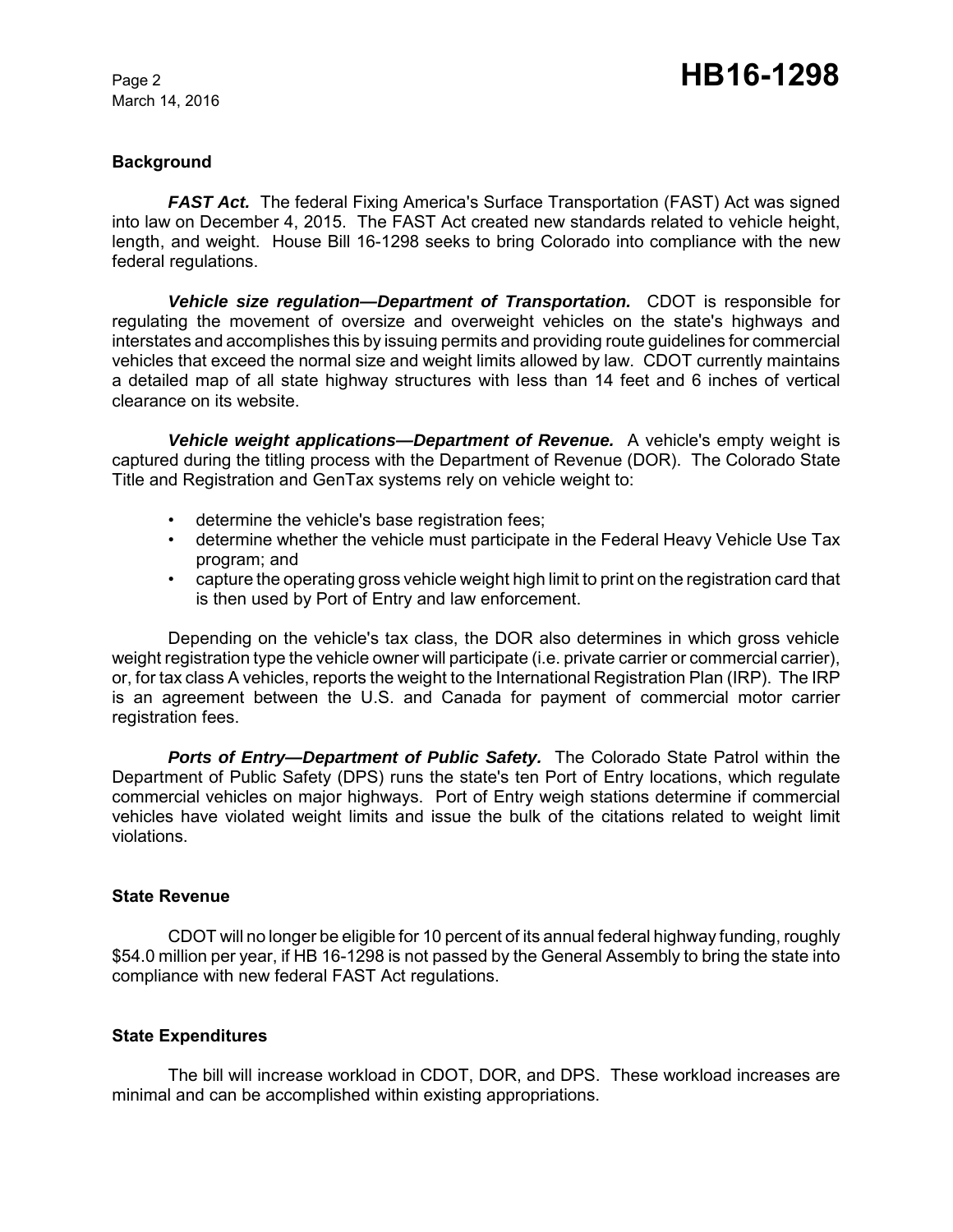## Background

***FAST Act.*** The federal Fixing America's Surface Transportation (FAST) Act was signed into law on December 4, 2015. The FAST Act created new standards related to vehicle height, length, and weight. House Bill 16-1298 seeks to bring Colorado into compliance with the new federal regulations.

***Vehicle size regulation—Department of Transportation.*** CDOT is responsible for regulating the movement of oversize and overweight vehicles on the state's highways and interstates and accomplishes this by issuing permits and providing route guidelines for commercial vehicles that exceed the normal size and weight limits allowed by law. CDOT currently maintains a detailed map of all state highway structures with less than 14 feet and 6 inches of vertical clearance on its website.

***Vehicle weight applications—Department of Revenue.*** A vehicle's empty weight is captured during the titling process with the Department of Revenue (DOR). The Colorado State Title and Registration and GenTax systems rely on vehicle weight to:

- determine the vehicle's base registration fees;
- determine whether the vehicle must participate in the Federal Heavy Vehicle Use Tax program; and
- capture the operating gross vehicle weight high limit to print on the registration card that is then used by Port of Entry and law enforcement.

Depending on the vehicle's tax class, the DOR also determines in which gross vehicle weight registration type the vehicle owner will participate (i.e. private carrier or commercial carrier), or, for tax class A vehicles, reports the weight to the International Registration Plan (IRP). The IRP is an agreement between the U.S. and Canada for payment of commercial motor carrier registration fees.

***Ports of Entry—Department of Public Safety.*** The Colorado State Patrol within the Department of Public Safety (DPS) runs the state's ten Port of Entry locations, which regulate commercial vehicles on major highways. Port of Entry weigh stations determine if commercial vehicles have violated weight limits and issue the bulk of the citations related to weight limit violations.

## State Revenue

CDOT will no longer be eligible for 10 percent of its annual federal highway funding, roughly $54.0 million per year, if HB 16-1298 is not passed by the General Assembly to bring the state into compliance with new federal FAST Act regulations.

## State Expenditures

The bill will increase workload in CDOT, DOR, and DPS. These workload increases are minimal and can be accomplished within existing appropriations.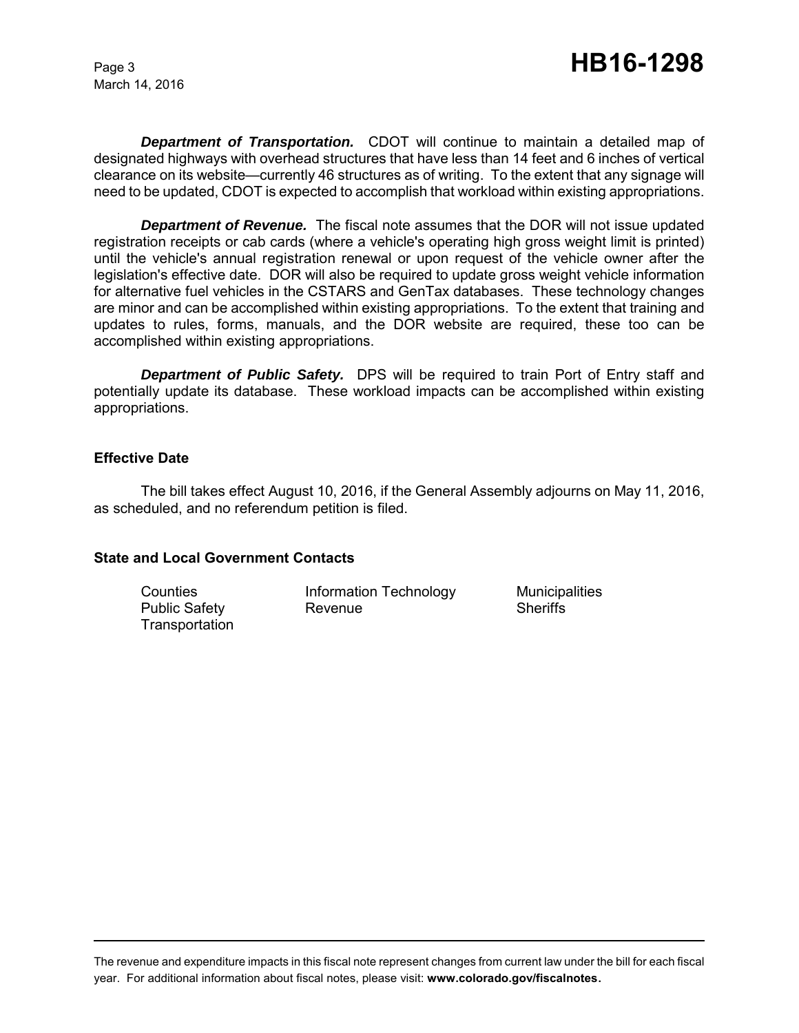***Department of Transportation.*** CDOT will continue to maintain a detailed map of designated highways with overhead structures that have less than 14 feet and 6 inches of vertical clearance on its website—currently 46 structures as of writing. To the extent that any signage will need to be updated, CDOT is expected to accomplish that workload within existing appropriations.

***Department of Revenue.*** The fiscal note assumes that the DOR will not issue updated registration receipts or cab cards (where a vehicle's operating high gross weight limit is printed) until the vehicle's annual registration renewal or upon request of the vehicle owner after the legislation's effective date. DOR will also be required to update gross weight vehicle information for alternative fuel vehicles in the CSTARS and GenTax databases. These technology changes are minor and can be accomplished within existing appropriations. To the extent that training and updates to rules, forms, manuals, and the DOR website are required, these too can be accomplished within existing appropriations.

***Department of Public Safety.*** DPS will be required to train Port of Entry staff and potentially update its database. These workload impacts can be accomplished within existing appropriations.

**Effective Date**

The bill takes effect August 10, 2016, if the General Assembly adjourns on May 11, 2016, as scheduled, and no referendum petition is filed.

**State and Local Government Contacts**

| | | |
|---|---|---|
| Counties | Information Technology | Municipalities |
| Public Safety | Revenue | Sheriffs |
| Transportation | | |

The revenue and expenditure impacts in this fiscal note represent changes from current law under the bill for each fiscal year. For additional information about fiscal notes, please visit: **www.colorado.gov/fiscalnotes.**